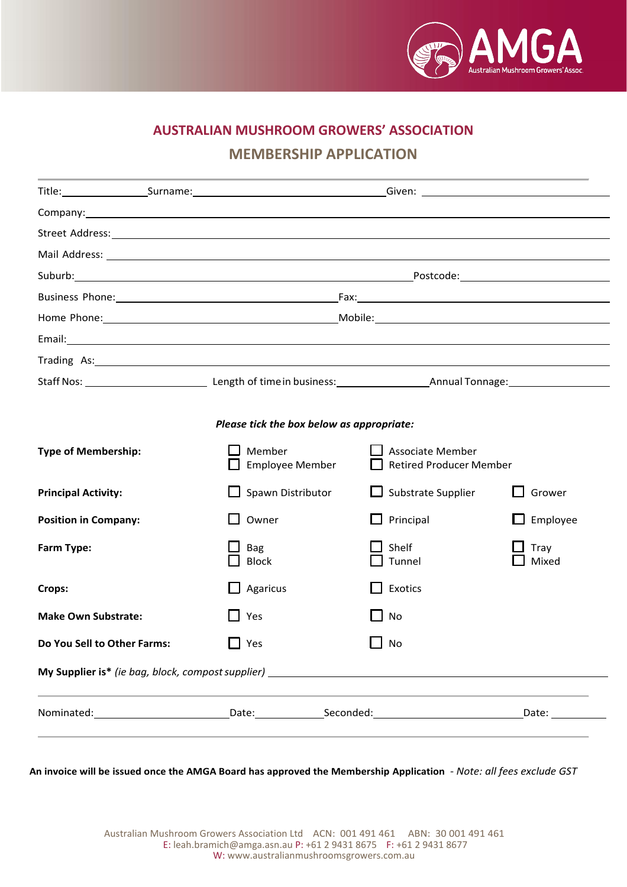AMGA
Australian Mushroom Growers' Assoc.

# AUSTRALIAN MUSHROOM GROWERS' ASSOCIATION

## MEMBERSHIP APPLICATION

Title:\_\_\_\_\_\_\_\_\_\_ Surname:\_\_\_\_\_\_\_\_\_\_\_\_\_\_\_\_\_\_\_\_ Given: \_\_\_\_\_\_\_\_\_\_\_\_\_\_\_\_\_\_\_\_

Company:\_\_\_\_\_\_\_\_\_\_\_\_\_\_\_\_\_\_\_\_\_\_\_\_\_\_\_\_\_\_\_\_\_\_\_\_\_\_\_\_

Street Address:\_\_\_\_\_\_\_\_\_\_\_\_\_\_\_\_\_\_\_\_\_\_\_\_\_\_\_\_\_\_\_\_\_\_\_\_\_\_\_\_

Mail Address: \_\_\_\_\_\_\_\_\_\_\_\_\_\_\_\_\_\_\_\_\_\_\_\_\_\_\_\_\_\_\_\_\_\_\_\_\_\_\_\_

Suburb:\_\_\_\_\_\_\_\_\_\_\_\_\_\_\_\_\_\_\_\_\_\_\_\_\_\_\_\_\_\_ Postcode:\_\_\_\_\_\_\_\_\_\_\_\_\_\_\_\_

Business Phone:\_\_\_\_\_\_\_\_\_\_\_\_\_\_\_\_\_\_\_\_\_\_\_\_ Fax:\_\_\_\_\_\_\_\_\_\_\_\_\_\_\_\_\_\_\_\_\_\_\_\_

Home Phone:\_\_\_\_\_\_\_\_\_\_\_\_\_\_\_\_\_\_\_\_\_\_\_\_ Mobile:\_\_\_\_\_\_\_\_\_\_\_\_\_\_\_\_\_\_\_\_\_\_\_\_

Email:\_\_\_\_\_\_\_\_\_\_\_\_\_\_\_\_\_\_\_\_\_\_\_\_\_\_\_\_\_\_\_\_\_\_\_\_\_\_\_\_

Trading As:\_\_\_\_\_\_\_\_\_\_\_\_\_\_\_\_\_\_\_\_\_\_\_\_\_\_\_\_\_\_\_\_\_\_\_\_\_\_\_\_

Staff Nos: \_\_\_\_\_\_\_\_\_\_\_\_\_\_ Length of time in business:\_\_\_\_\_\_\_\_\_\_\_\_\_\_ Annual Tonnage:\_\_\_\_\_\_\_\_\_\_\_\_\_\_

***Please tick the box below as appropriate:***

**Type of Membership:** ☐ Member ☐ Employee Member ☐ Associate Member ☐ Retired Producer Member

**Principal Activity:** ☐ Spawn Distributor ☐ Substrate Supplier ☐ Grower

**Position in Company:** ☐ Owner ☐ Principal ☐ Employee

**Farm Type:** ☐ Bag ☐ Block ☐ Shelf ☐ Tunnel ☐ Tray ☐ Mixed

**Crops:** ☐ Agaricus ☐ Exotics

**Make Own Substrate:** ☐ Yes ☐ No

**Do You Sell to Other Farms:** ☐ Yes ☐ No

**My Supplier is*** *(ie bag, block, compost supplier)* \_\_\_\_\_\_\_\_\_\_\_\_\_\_\_\_\_\_\_\_\_\_\_\_

Nominated:\_\_\_\_\_\_\_\_\_\_\_\_\_\_ Date:\_\_\_\_\_\_\_\_ Seconded:\_\_\_\_\_\_\_\_\_\_\_\_\_\_ Date: \_\_\_\_\_\_\_\_

**An invoice will be issued once the AMGA Board has approved the Membership Application** *- Note: all fees exclude GST*

Australian Mushroom Growers Association Ltd ACN: 001 491 461 ABN: 30 001 491 461
E: leah.bramich@amga.asn.au P: +61 2 9431 8675 F: +61 2 9431 8677
W: www.australianmushroomsgrowers.com.au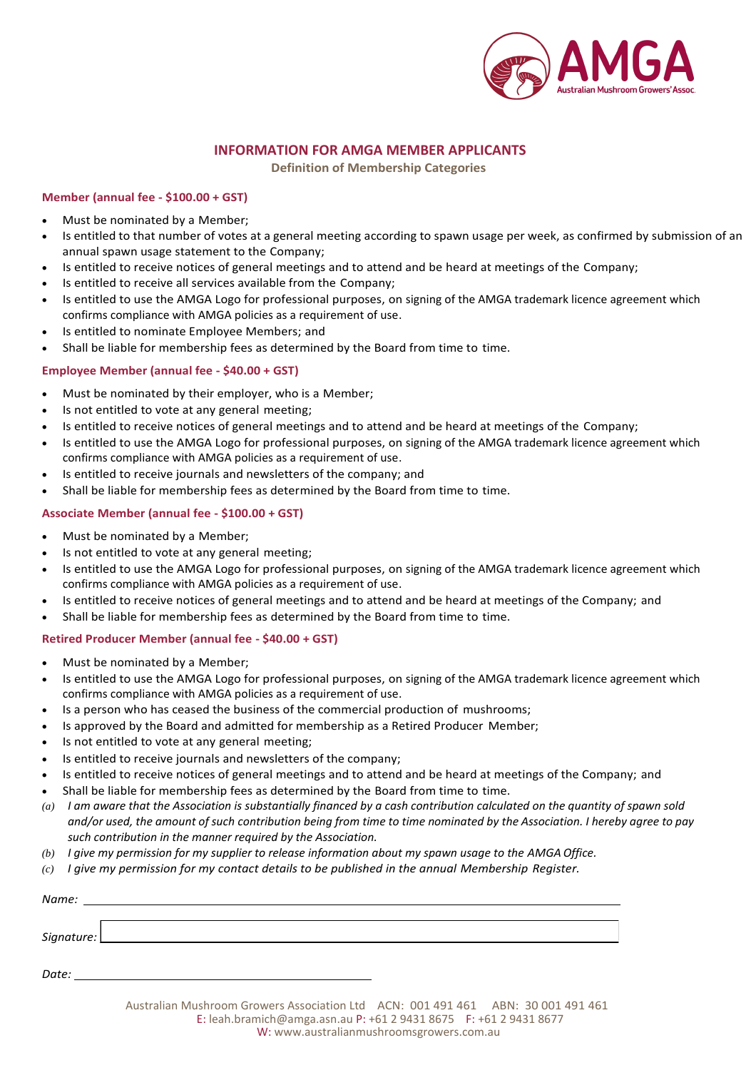# INFORMATION FOR AMGA MEMBER APPLICANTS

## Definition of Membership Categories

### Member (annual fee - $100.00 + GST)

- Must be nominated by a Member;
- Is entitled to that number of votes at a general meeting according to spawn usage per week, as confirmed by submission of an annual spawn usage statement to the Company;
- Is entitled to receive notices of general meetings and to attend and be heard at meetings of the Company;
- Is entitled to receive all services available from the Company;
- Is entitled to use the AMGA Logo for professional purposes, on signing of the AMGA trademark licence agreement which confirms compliance with AMGA policies as a requirement of use.
- Is entitled to nominate Employee Members; and
- Shall be liable for membership fees as determined by the Board from time to time.

### Employee Member (annual fee - $40.00 + GST)

- Must be nominated by their employer, who is a Member;
- Is not entitled to vote at any general meeting;
- Is entitled to receive notices of general meetings and to attend and be heard at meetings of the Company;
- Is entitled to use the AMGA Logo for professional purposes, on signing of the AMGA trademark licence agreement which confirms compliance with AMGA policies as a requirement of use.
- Is entitled to receive journals and newsletters of the company; and
- Shall be liable for membership fees as determined by the Board from time to time.

### Associate Member (annual fee - $100.00 + GST)

- Must be nominated by a Member;
- Is not entitled to vote at any general meeting;
- Is entitled to use the AMGA Logo for professional purposes, on signing of the AMGA trademark licence agreement which confirms compliance with AMGA policies as a requirement of use.
- Is entitled to receive notices of general meetings and to attend and be heard at meetings of the Company; and
- Shall be liable for membership fees as determined by the Board from time to time.

### Retired Producer Member (annual fee - $40.00 + GST)

- Must be nominated by a Member;
- Is entitled to use the AMGA Logo for professional purposes, on signing of the AMGA trademark licence agreement which confirms compliance with AMGA policies as a requirement of use.
- Is a person who has ceased the business of the commercial production of mushrooms;
- Is approved by the Board and admitted for membership as a Retired Producer Member;
- Is not entitled to vote at any general meeting;
- Is entitled to receive journals and newsletters of the company;
- Is entitled to receive notices of general meetings and to attend and be heard at meetings of the Company; and
- Shall be liable for membership fees as determined by the Board from time to time.

(a) *I am aware that the Association is substantially financed by a cash contribution calculated on the quantity of spawn sold and/or used, the amount of such contribution being from time to time nominated by the Association. I hereby agree to pay such contribution in the manner required by the Association.*

(b) *I give my permission for my supplier to release information about my spawn usage to the AMGA Office.*

(c) *I give my permission for my contact details to be published in the annual Membership Register.*

*Name:* ______________________________

*Signature:* ______________________________

*Date:* ______________________________

Australian Mushroom Growers Association Ltd ACN: 001 491 461 ABN: 30 001 491 461
E: leah.bramich@amga.asn.au P: +61 2 9431 8675 F: +61 2 9431 8677
W: www.australianmushroomsgrowers.com.au